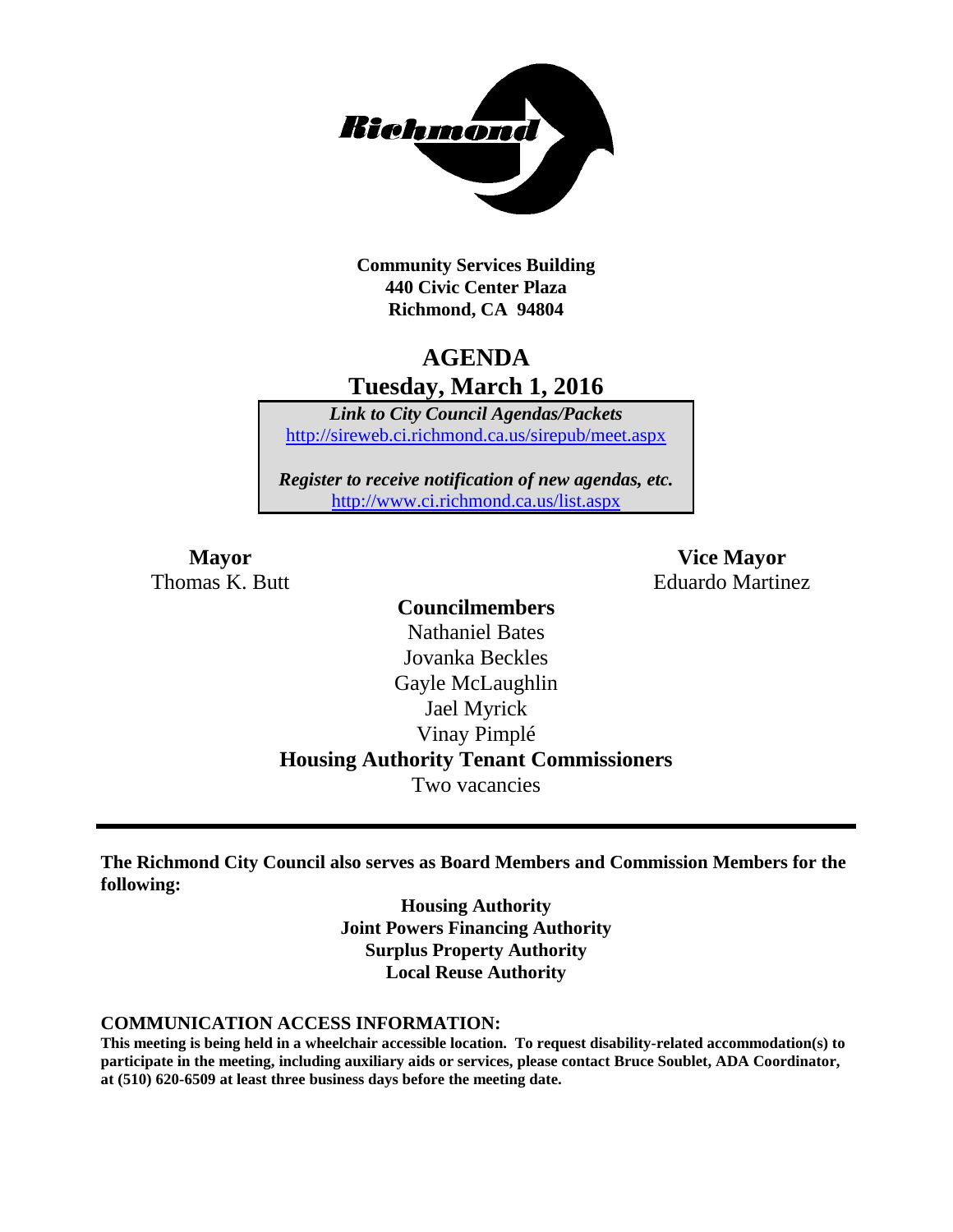Richmond

**Community Services Building**
**440 Civic Center Plaza**
**Richmond, CA 94804**

# AGENDA
## Tuesday, March 1, 2016

***Link to City Council Agendas/Packets***
http://sireweb.ci.richmond.ca.us/sirepub/meet.aspx

***Register to receive notification of new agendas, etc.***
http://www.ci.richmond.ca.us/list.aspx

**Mayor**
Thomas K. Butt

**Vice Mayor**
Eduardo Martinez

**Councilmembers**
Nathaniel Bates
Jovanka Beckles
Gayle McLaughlin
Jael Myrick
Vinay Pimplé

**Housing Authority Tenant Commissioners**
Two vacancies

---

**The Richmond City Council also serves as Board Members and Commission Members for the following:**

**Housing Authority**
**Joint Powers Financing Authority**
**Surplus Property Authority**
**Local Reuse Authority**

**COMMUNICATION ACCESS INFORMATION:**
**This meeting is being held in a wheelchair accessible location. To request disability-related accommodation(s) to participate in the meeting, including auxiliary aids or services, please contact Bruce Soublet, ADA Coordinator, at (510) 620-6509 at least three business days before the meeting date.**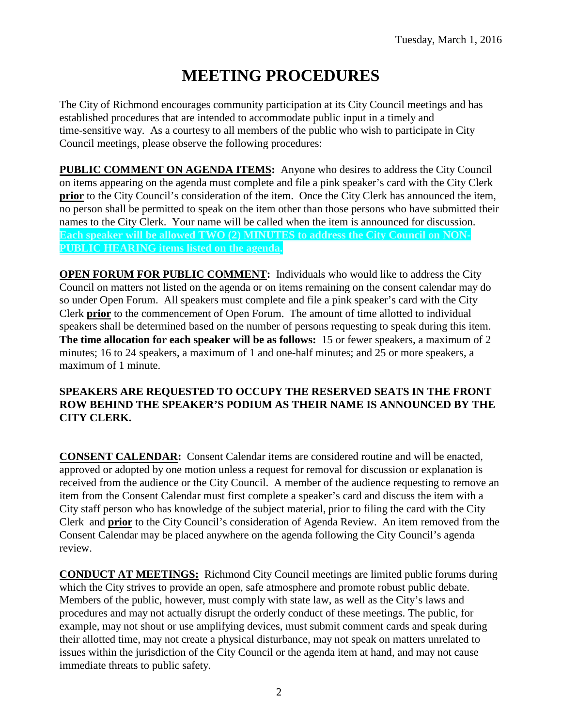Tuesday, March 1, 2016

# MEETING PROCEDURES

The City of Richmond encourages community participation at its City Council meetings and has established procedures that are intended to accommodate public input in a timely and time-sensitive way. As a courtesy to all members of the public who wish to participate in City Council meetings, please observe the following procedures:

**PUBLIC COMMENT ON AGENDA ITEMS:** Anyone who desires to address the City Council on items appearing on the agenda must complete and file a pink speaker's card with the City Clerk **prior** to the City Council's consideration of the item. Once the City Clerk has announced the item, no person shall be permitted to speak on the item other than those persons who have submitted their names to the City Clerk. Your name will be called when the item is announced for discussion. **Each speaker will be allowed TWO (2) MINUTES to address the City Council on NON-PUBLIC HEARING items listed on the agenda.**

**OPEN FORUM FOR PUBLIC COMMENT:** Individuals who would like to address the City Council on matters not listed on the agenda or on items remaining on the consent calendar may do so under Open Forum. All speakers must complete and file a pink speaker's card with the City Clerk **prior** to the commencement of Open Forum. The amount of time allotted to individual speakers shall be determined based on the number of persons requesting to speak during this item. **The time allocation for each speaker will be as follows:** 15 or fewer speakers, a maximum of 2 minutes; 16 to 24 speakers, a maximum of 1 and one-half minutes; and 25 or more speakers, a maximum of 1 minute.

**SPEAKERS ARE REQUESTED TO OCCUPY THE RESERVED SEATS IN THE FRONT ROW BEHIND THE SPEAKER'S PODIUM AS THEIR NAME IS ANNOUNCED BY THE CITY CLERK.**

**CONSENT CALENDAR:** Consent Calendar items are considered routine and will be enacted, approved or adopted by one motion unless a request for removal for discussion or explanation is received from the audience or the City Council. A member of the audience requesting to remove an item from the Consent Calendar must first complete a speaker's card and discuss the item with a City staff person who has knowledge of the subject material, prior to filing the card with the City Clerk and **prior** to the City Council's consideration of Agenda Review. An item removed from the Consent Calendar may be placed anywhere on the agenda following the City Council's agenda review.

**CONDUCT AT MEETINGS:** Richmond City Council meetings are limited public forums during which the City strives to provide an open, safe atmosphere and promote robust public debate. Members of the public, however, must comply with state law, as well as the City's laws and procedures and may not actually disrupt the orderly conduct of these meetings. The public, for example, may not shout or use amplifying devices, must submit comment cards and speak during their allotted time, may not create a physical disturbance, may not speak on matters unrelated to issues within the jurisdiction of the City Council or the agenda item at hand, and may not cause immediate threats to public safety.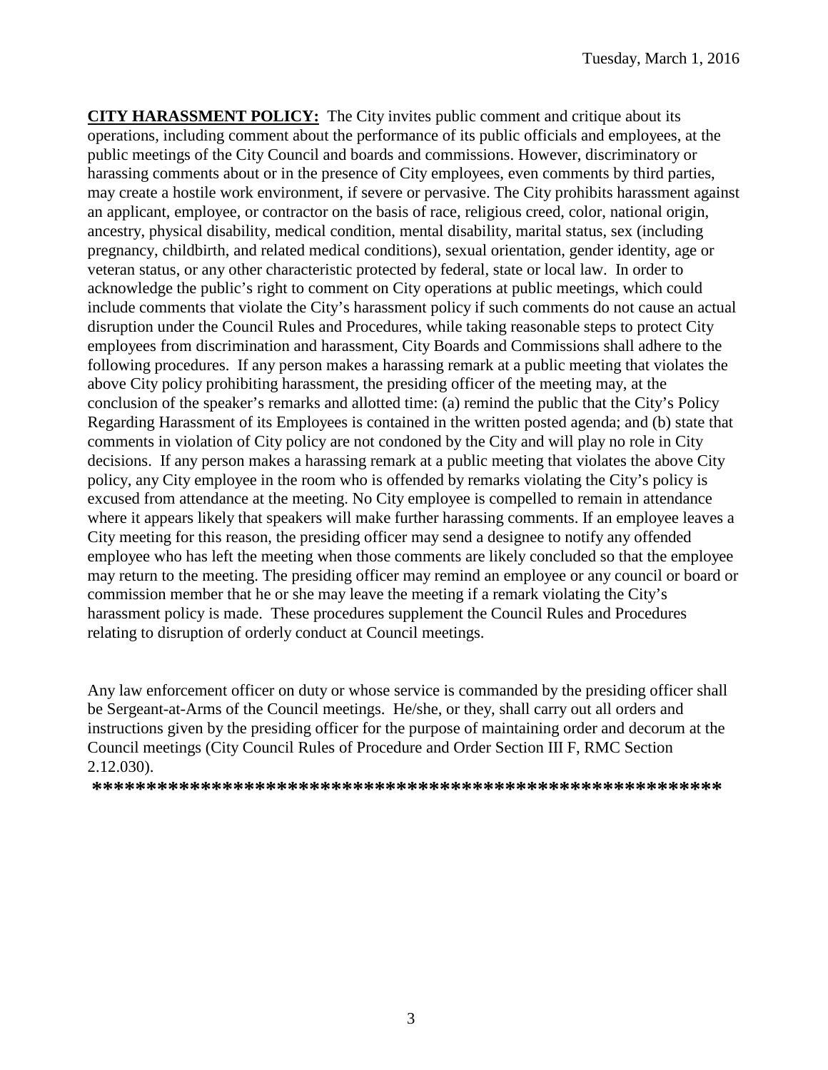**CITY HARASSMENT POLICY:** The City invites public comment and critique about its operations, including comment about the performance of its public officials and employees, at the public meetings of the City Council and boards and commissions. However, discriminatory or harassing comments about or in the presence of City employees, even comments by third parties, may create a hostile work environment, if severe or pervasive. The City prohibits harassment against an applicant, employee, or contractor on the basis of race, religious creed, color, national origin, ancestry, physical disability, medical condition, mental disability, marital status, sex (including pregnancy, childbirth, and related medical conditions), sexual orientation, gender identity, age or veteran status, or any other characteristic protected by federal, state or local law. In order to acknowledge the public's right to comment on City operations at public meetings, which could include comments that violate the City's harassment policy if such comments do not cause an actual disruption under the Council Rules and Procedures, while taking reasonable steps to protect City employees from discrimination and harassment, City Boards and Commissions shall adhere to the following procedures. If any person makes a harassing remark at a public meeting that violates the above City policy prohibiting harassment, the presiding officer of the meeting may, at the conclusion of the speaker's remarks and allotted time: (a) remind the public that the City's Policy Regarding Harassment of its Employees is contained in the written posted agenda; and (b) state that comments in violation of City policy are not condoned by the City and will play no role in City decisions. If any person makes a harassing remark at a public meeting that violates the above City policy, any City employee in the room who is offended by remarks violating the City's policy is excused from attendance at the meeting. No City employee is compelled to remain in attendance where it appears likely that speakers will make further harassing comments. If an employee leaves a City meeting for this reason, the presiding officer may send a designee to notify any offended employee who has left the meeting when those comments are likely concluded so that the employee may return to the meeting. The presiding officer may remind an employee or any council or board or commission member that he or she may leave the meeting if a remark violating the City's harassment policy is made. These procedures supplement the Council Rules and Procedures relating to disruption of orderly conduct at Council meetings.

Any law enforcement officer on duty or whose service is commanded by the presiding officer shall be Sergeant-at-Arms of the Council meetings. He/she, or they, shall carry out all orders and instructions given by the presiding officer for the purpose of maintaining order and decorum at the Council meetings (City Council Rules of Procedure and Order Section III F, RMC Section 2.12.030).

**\*\*\*\*\*\*\*\*\*\*\*\*\*\*\*\*\*\*\*\*\*\*\*\*\*\*\*\*\*\*\*\*\*\*\*\*\*\*\*\*\*\*\*\*\*\*\*\*\*\*\*\*\*\*\*\*\*\*\*\*\***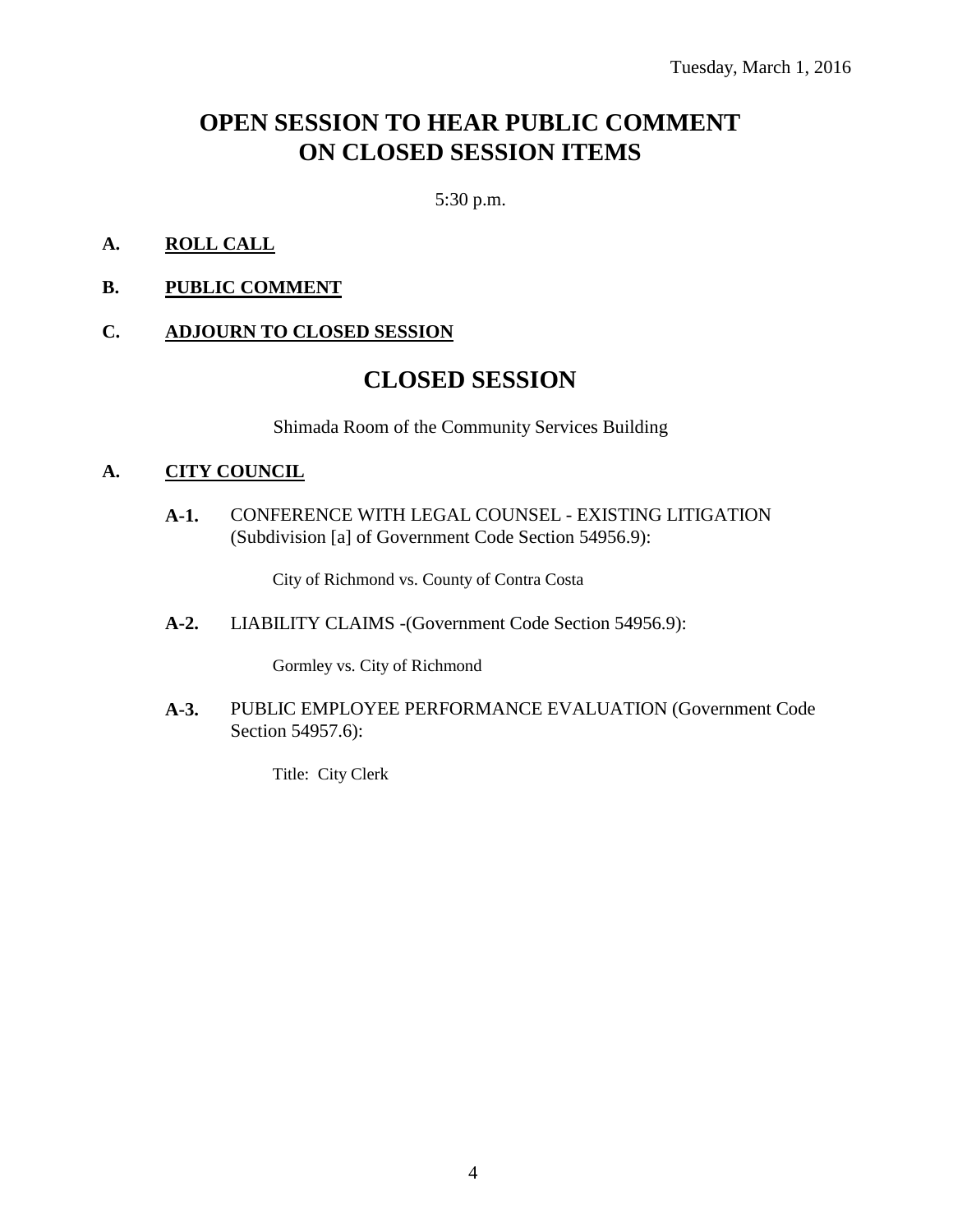Tuesday, March 1, 2016

# OPEN SESSION TO HEAR PUBLIC COMMENT ON CLOSED SESSION ITEMS

5:30 p.m.

**A. ROLL CALL**

**B. PUBLIC COMMENT**

**C. ADJOURN TO CLOSED SESSION**

# CLOSED SESSION

Shimada Room of the Community Services Building

**A. CITY COUNCIL**

**A-1.** CONFERENCE WITH LEGAL COUNSEL - EXISTING LITIGATION (Subdivision [a] of Government Code Section 54956.9):

City of Richmond vs. County of Contra Costa

**A-2.** LIABILITY CLAIMS -(Government Code Section 54956.9):

Gormley vs. City of Richmond

**A-3.** PUBLIC EMPLOYEE PERFORMANCE EVALUATION (Government Code Section 54957.6):

Title: City Clerk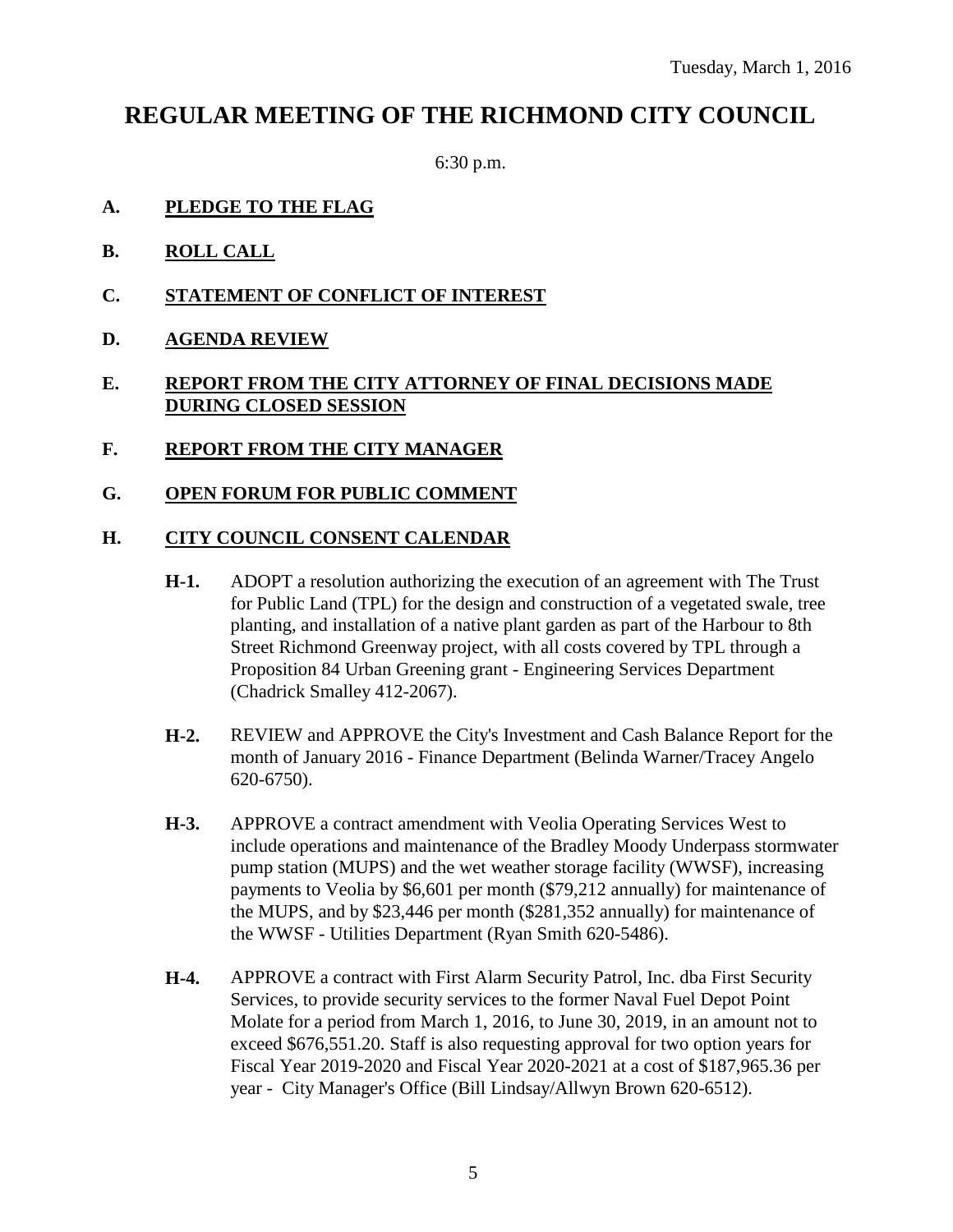Tuesday, March 1, 2016

# REGULAR MEETING OF THE RICHMOND CITY COUNCIL

6:30 p.m.

**A. PLEDGE TO THE FLAG**

**B. ROLL CALL**

**C. STATEMENT OF CONFLICT OF INTEREST**

**D. AGENDA REVIEW**

**E. REPORT FROM THE CITY ATTORNEY OF FINAL DECISIONS MADE DURING CLOSED SESSION**

**F. REPORT FROM THE CITY MANAGER**

**G. OPEN FORUM FOR PUBLIC COMMENT**

**H. CITY COUNCIL CONSENT CALENDAR**

**H-1.** ADOPT a resolution authorizing the execution of an agreement with The Trust for Public Land (TPL) for the design and construction of a vegetated swale, tree planting, and installation of a native plant garden as part of the Harbour to 8th Street Richmond Greenway project, with all costs covered by TPL through a Proposition 84 Urban Greening grant - Engineering Services Department (Chadrick Smalley 412-2067).

**H-2.** REVIEW and APPROVE the City's Investment and Cash Balance Report for the month of January 2016 - Finance Department (Belinda Warner/Tracey Angelo 620-6750).

**H-3.** APPROVE a contract amendment with Veolia Operating Services West to include operations and maintenance of the Bradley Moody Underpass stormwater pump station (MUPS) and the wet weather storage facility (WWSF), increasing payments to Veolia by $6,601 per month ($79,212 annually) for maintenance of the MUPS, and by $23,446 per month ($281,352 annually) for maintenance of the WWSF - Utilities Department (Ryan Smith 620-5486).

**H-4.** APPROVE a contract with First Alarm Security Patrol, Inc. dba First Security Services, to provide security services to the former Naval Fuel Depot Point Molate for a period from March 1, 2016, to June 30, 2019, in an amount not to exceed $676,551.20. Staff is also requesting approval for two option years for Fiscal Year 2019-2020 and Fiscal Year 2020-2021 at a cost of $187,965.36 per year - City Manager's Office (Bill Lindsay/Allwyn Brown 620-6512).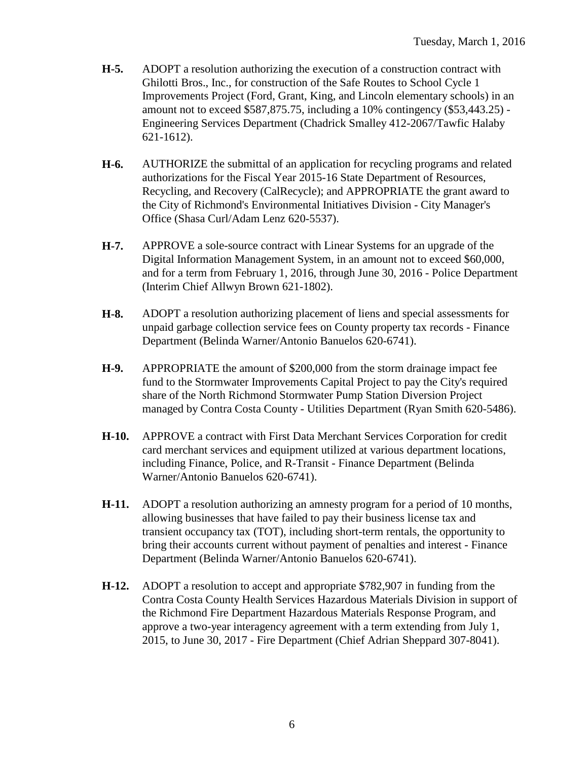**H-5.** ADOPT a resolution authorizing the execution of a construction contract with Ghilotti Bros., Inc., for construction of the Safe Routes to School Cycle 1 Improvements Project (Ford, Grant, King, and Lincoln elementary schools) in an amount not to exceed $587,875.75, including a 10% contingency ($53,443.25) - Engineering Services Department (Chadrick Smalley 412-2067/Tawfic Halaby 621-1612).

**H-6.** AUTHORIZE the submittal of an application for recycling programs and related authorizations for the Fiscal Year 2015-16 State Department of Resources, Recycling, and Recovery (CalRecycle); and APPROPRIATE the grant award to the City of Richmond's Environmental Initiatives Division - City Manager's Office (Shasa Curl/Adam Lenz 620-5537).

**H-7.** APPROVE a sole-source contract with Linear Systems for an upgrade of the Digital Information Management System, in an amount not to exceed $60,000, and for a term from February 1, 2016, through June 30, 2016 - Police Department (Interim Chief Allwyn Brown 621-1802).

**H-8.** ADOPT a resolution authorizing placement of liens and special assessments for unpaid garbage collection service fees on County property tax records - Finance Department (Belinda Warner/Antonio Banuelos 620-6741).

**H-9.** APPROPRIATE the amount of $200,000 from the storm drainage impact fee fund to the Stormwater Improvements Capital Project to pay the City's required share of the North Richmond Stormwater Pump Station Diversion Project managed by Contra Costa County - Utilities Department (Ryan Smith 620-5486).

**H-10.** APPROVE a contract with First Data Merchant Services Corporation for credit card merchant services and equipment utilized at various department locations, including Finance, Police, and R-Transit - Finance Department (Belinda Warner/Antonio Banuelos 620-6741).

**H-11.** ADOPT a resolution authorizing an amnesty program for a period of 10 months, allowing businesses that have failed to pay their business license tax and transient occupancy tax (TOT), including short-term rentals, the opportunity to bring their accounts current without payment of penalties and interest - Finance Department (Belinda Warner/Antonio Banuelos 620-6741).

**H-12.** ADOPT a resolution to accept and appropriate $782,907 in funding from the Contra Costa County Health Services Hazardous Materials Division in support of the Richmond Fire Department Hazardous Materials Response Program, and approve a two-year interagency agreement with a term extending from July 1, 2015, to June 30, 2017 - Fire Department (Chief Adrian Sheppard 307-8041).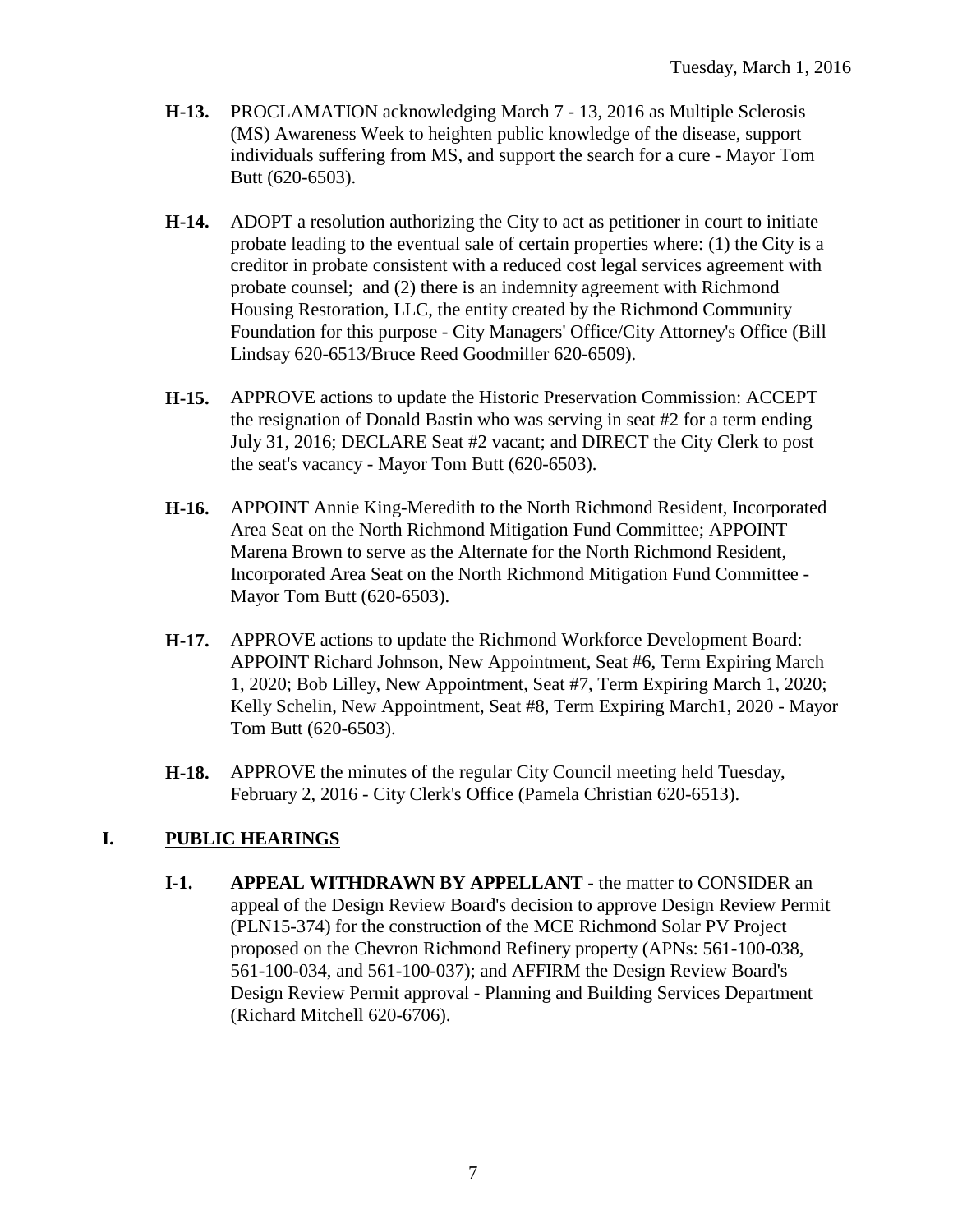**H-13.** PROCLAMATION acknowledging March 7 - 13, 2016 as Multiple Sclerosis (MS) Awareness Week to heighten public knowledge of the disease, support individuals suffering from MS, and support the search for a cure - Mayor Tom Butt (620-6503).

**H-14.** ADOPT a resolution authorizing the City to act as petitioner in court to initiate probate leading to the eventual sale of certain properties where: (1) the City is a creditor in probate consistent with a reduced cost legal services agreement with probate counsel; and (2) there is an indemnity agreement with Richmond Housing Restoration, LLC, the entity created by the Richmond Community Foundation for this purpose - City Managers' Office/City Attorney's Office (Bill Lindsay 620-6513/Bruce Reed Goodmiller 620-6509).

**H-15.** APPROVE actions to update the Historic Preservation Commission: ACCEPT the resignation of Donald Bastin who was serving in seat #2 for a term ending July 31, 2016; DECLARE Seat #2 vacant; and DIRECT the City Clerk to post the seat's vacancy - Mayor Tom Butt (620-6503).

**H-16.** APPOINT Annie King-Meredith to the North Richmond Resident, Incorporated Area Seat on the North Richmond Mitigation Fund Committee; APPOINT Marena Brown to serve as the Alternate for the North Richmond Resident, Incorporated Area Seat on the North Richmond Mitigation Fund Committee - Mayor Tom Butt (620-6503).

**H-17.** APPROVE actions to update the Richmond Workforce Development Board: APPOINT Richard Johnson, New Appointment, Seat #6, Term Expiring March 1, 2020; Bob Lilley, New Appointment, Seat #7, Term Expiring March 1, 2020; Kelly Schelin, New Appointment, Seat #8, Term Expiring March1, 2020 - Mayor Tom Butt (620-6503).

**H-18.** APPROVE the minutes of the regular City Council meeting held Tuesday, February 2, 2016 - City Clerk's Office (Pamela Christian 620-6513).

## I. PUBLIC HEARINGS

**I-1.** **APPEAL WITHDRAWN BY APPELLANT** - the matter to CONSIDER an appeal of the Design Review Board's decision to approve Design Review Permit (PLN15-374) for the construction of the MCE Richmond Solar PV Project proposed on the Chevron Richmond Refinery property (APNs: 561-100-038, 561-100-034, and 561-100-037); and AFFIRM the Design Review Board's Design Review Permit approval - Planning and Building Services Department (Richard Mitchell 620-6706).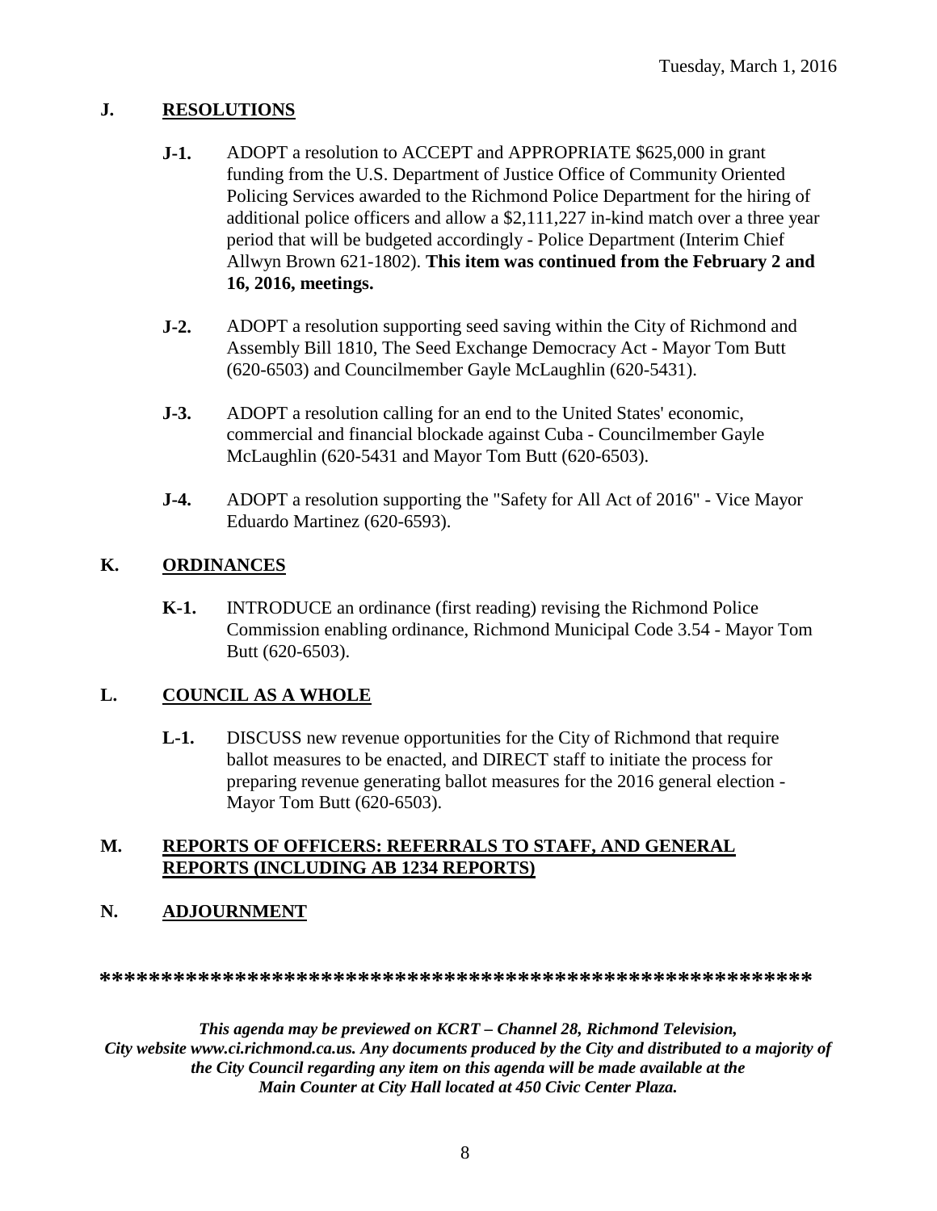Tuesday, March 1, 2016

## J. RESOLUTIONS

**J-1.** ADOPT a resolution to ACCEPT and APPROPRIATE $625,000 in grant funding from the U.S. Department of Justice Office of Community Oriented Policing Services awarded to the Richmond Police Department for the hiring of additional police officers and allow a $2,111,227 in-kind match over a three year period that will be budgeted accordingly - Police Department (Interim Chief Allwyn Brown 621-1802). **This item was continued from the February 2 and 16, 2016, meetings.**

**J-2.** ADOPT a resolution supporting seed saving within the City of Richmond and Assembly Bill 1810, The Seed Exchange Democracy Act - Mayor Tom Butt (620-6503) and Councilmember Gayle McLaughlin (620-5431).

**J-3.** ADOPT a resolution calling for an end to the United States' economic, commercial and financial blockade against Cuba - Councilmember Gayle McLaughlin (620-5431 and Mayor Tom Butt (620-6503).

**J-4.** ADOPT a resolution supporting the "Safety for All Act of 2016" - Vice Mayor Eduardo Martinez (620-6593).

## K. ORDINANCES

**K-1.** INTRODUCE an ordinance (first reading) revising the Richmond Police Commission enabling ordinance, Richmond Municipal Code 3.54 - Mayor Tom Butt (620-6503).

## L. COUNCIL AS A WHOLE

**L-1.** DISCUSS new revenue opportunities for the City of Richmond that require ballot measures to be enacted, and DIRECT staff to initiate the process for preparing revenue generating ballot measures for the 2016 general election - Mayor Tom Butt (620-6503).

## M. REPORTS OF OFFICERS: REFERRALS TO STAFF, AND GENERAL REPORTS (INCLUDING AB 1234 REPORTS)

## N. ADJOURNMENT

**********************************************************

***This agenda may be previewed on KCRT – Channel 28, Richmond Television, City website www.ci.richmond.ca.us. Any documents produced by the City and distributed to a majority of the City Council regarding any item on this agenda will be made available at the Main Counter at City Hall located at 450 Civic Center Plaza.***